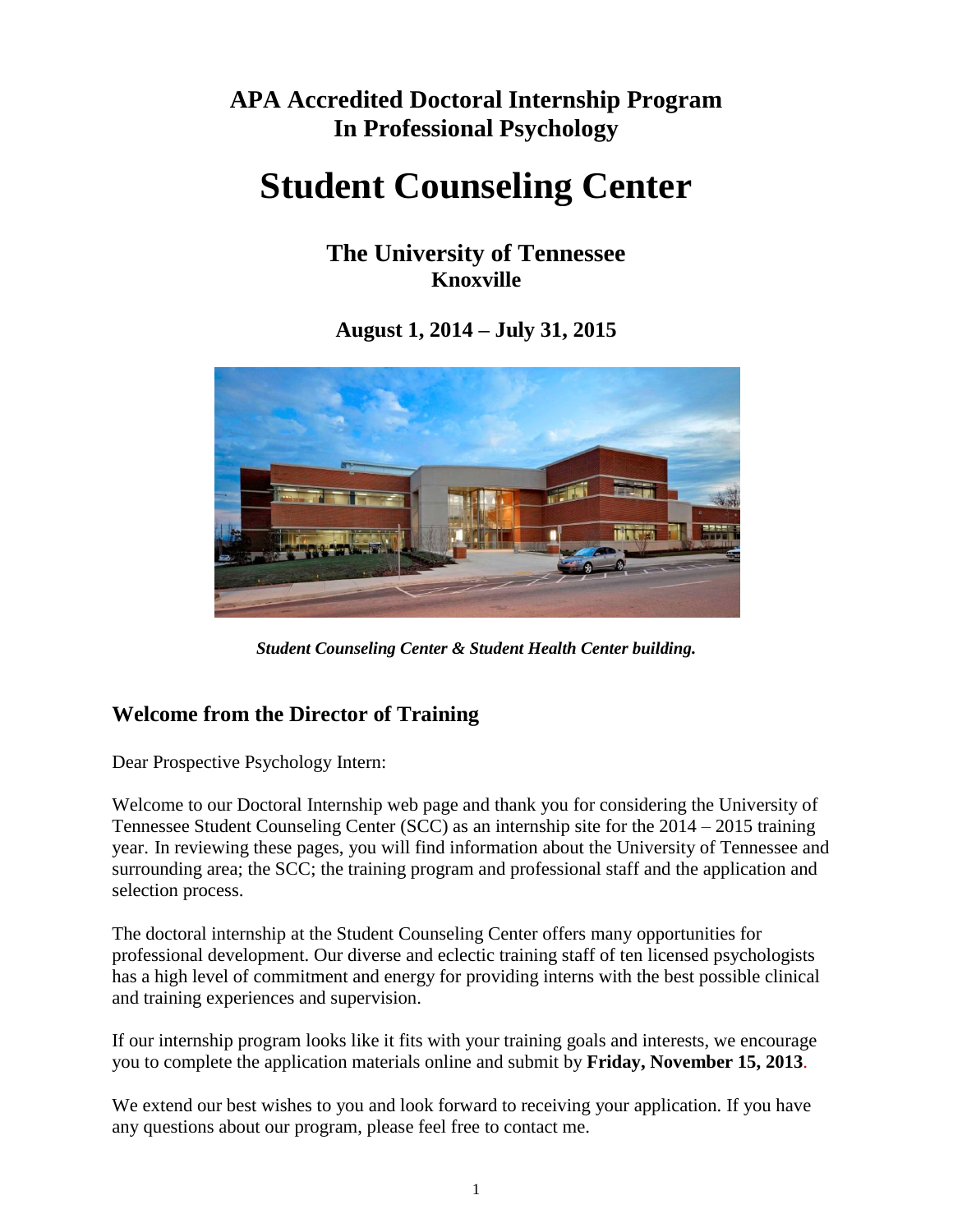# APA Accredited Doctoral Internship Program In Professional Psychology

# Student Counseling Center

## The University of Tennessee Knoxville

**August 1, 2014 – July 31, 2015**

***Student Counseling Center & Student Health Center building.***

## Welcome from the Director of Training

Dear Prospective Psychology Intern:

Welcome to our Doctoral Internship web page and thank you for considering the University of Tennessee Student Counseling Center (SCC) as an internship site for the 2014 – 2015 training year. In reviewing these pages, you will find information about the University of Tennessee and surrounding area; the SCC; the training program and professional staff and the application and selection process.

The doctoral internship at the Student Counseling Center offers many opportunities for professional development. Our diverse and eclectic training staff of ten licensed psychologists has a high level of commitment and energy for providing interns with the best possible clinical and training experiences and supervision.

If our internship program looks like it fits with your training goals and interests, we encourage you to complete the application materials online and submit by **Friday, November 15, 2013**.

We extend our best wishes to you and look forward to receiving your application. If you have any questions about our program, please feel free to contact me.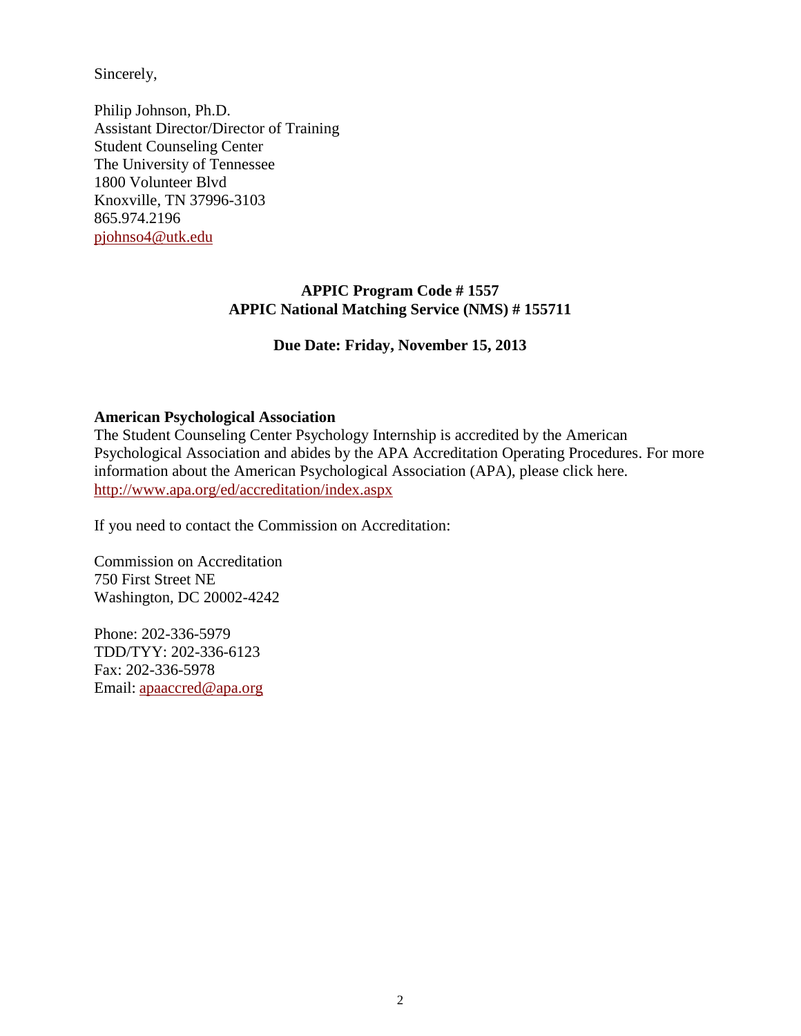Sincerely,

Philip Johnson, Ph.D.  
Assistant Director/Director of Training  
Student Counseling Center  
The University of Tennessee  
1800 Volunteer Blvd  
Knoxville, TN 37996-3103  
865.974.2196  
pjohnso4@utk.edu

**APPIC Program Code # 1557**  
**APPIC National Matching Service (NMS) # 155711**

**Due Date: Friday, November 15, 2013**

**American Psychological Association**

The Student Counseling Center Psychology Internship is accredited by the American Psychological Association and abides by the APA Accreditation Operating Procedures. For more information about the American Psychological Association (APA), please click here. http://www.apa.org/ed/accreditation/index.aspx

If you need to contact the Commission on Accreditation:

Commission on Accreditation  
750 First Street NE  
Washington, DC 20002-4242

Phone: 202-336-5979  
TDD/TYY: 202-336-6123  
Fax: 202-336-5978  
Email: apaaccred@apa.org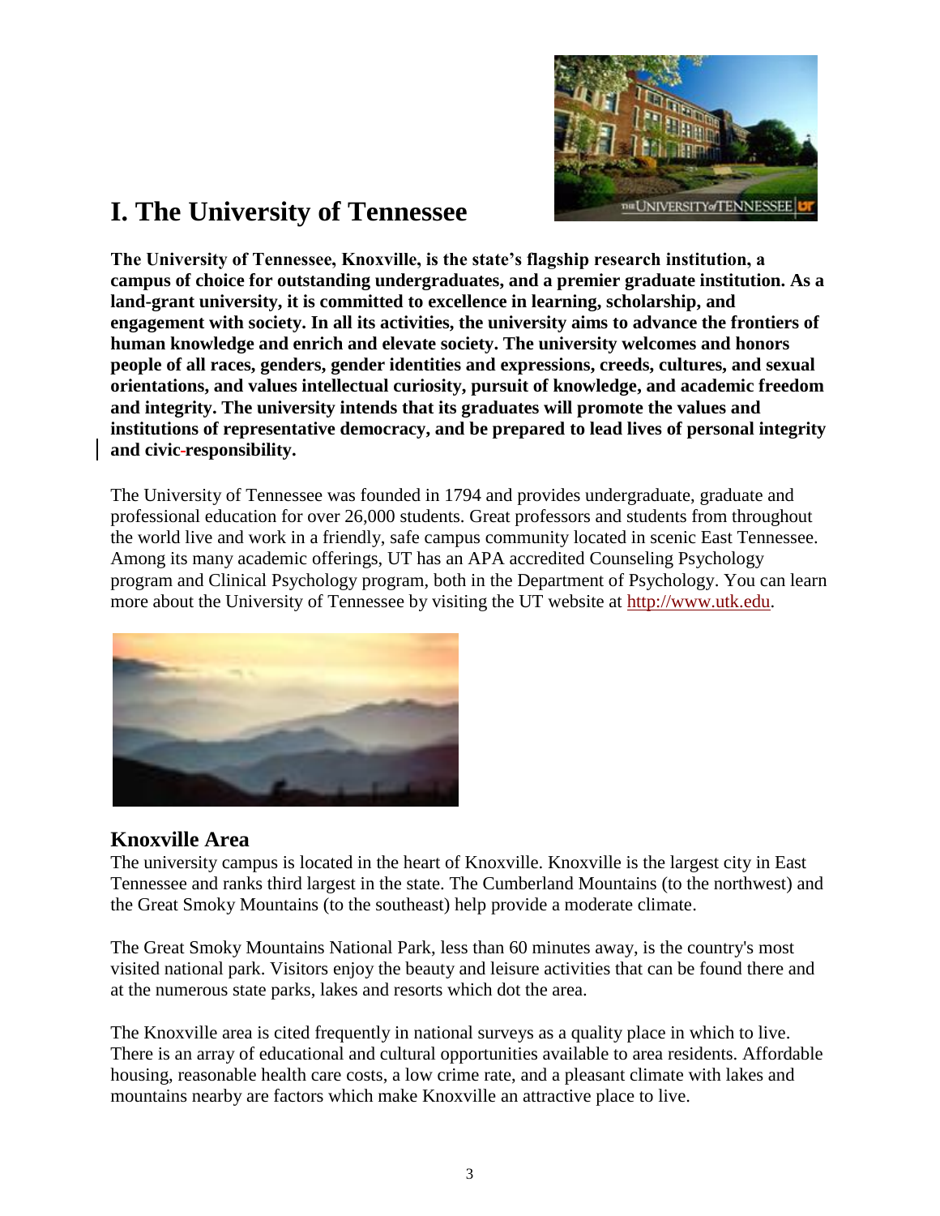# I. The University of Tennessee

**The University of Tennessee, Knoxville, is the state's flagship research institution, a campus of choice for outstanding undergraduates, and a premier graduate institution. As a land-grant university, it is committed to excellence in learning, scholarship, and engagement with society. In all its activities, the university aims to advance the frontiers of human knowledge and enrich and elevate society. The university welcomes and honors people of all races, genders, gender identities and expressions, creeds, cultures, and sexual orientations, and values intellectual curiosity, pursuit of knowledge, and academic freedom and integrity. The university intends that its graduates will promote the values and institutions of representative democracy, and be prepared to lead lives of personal integrity and civic responsibility.**

The University of Tennessee was founded in 1794 and provides undergraduate, graduate and professional education for over 26,000 students. Great professors and students from throughout the world live and work in a friendly, safe campus community located in scenic East Tennessee. Among its many academic offerings, UT has an APA accredited Counseling Psychology program and Clinical Psychology program, both in the Department of Psychology. You can learn more about the University of Tennessee by visiting the UT website at http://www.utk.edu.

## Knoxville Area

The university campus is located in the heart of Knoxville. Knoxville is the largest city in East Tennessee and ranks third largest in the state. The Cumberland Mountains (to the northwest) and the Great Smoky Mountains (to the southeast) help provide a moderate climate.

The Great Smoky Mountains National Park, less than 60 minutes away, is the country's most visited national park. Visitors enjoy the beauty and leisure activities that can be found there and at the numerous state parks, lakes and resorts which dot the area.

The Knoxville area is cited frequently in national surveys as a quality place in which to live. There is an array of educational and cultural opportunities available to area residents. Affordable housing, reasonable health care costs, a low crime rate, and a pleasant climate with lakes and mountains nearby are factors which make Knoxville an attractive place to live.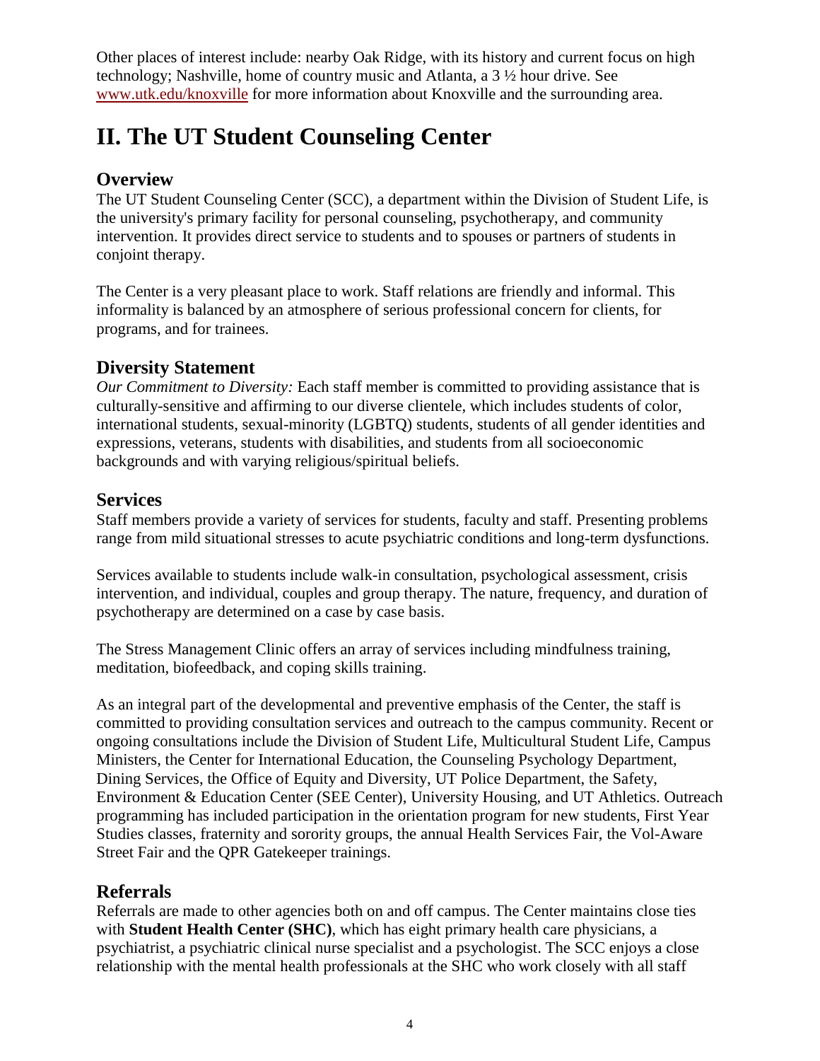Other places of interest include: nearby Oak Ridge, with its history and current focus on high technology; Nashville, home of country music and Atlanta, a 3 ½ hour drive. See [www.utk.edu/knoxville](www.utk.edu/knoxville) for more information about Knoxville and the surrounding area.

# II. The UT Student Counseling Center

## Overview

The UT Student Counseling Center (SCC), a department within the Division of Student Life, is the university's primary facility for personal counseling, psychotherapy, and community intervention. It provides direct service to students and to spouses or partners of students in conjoint therapy.

The Center is a very pleasant place to work. Staff relations are friendly and informal. This informality is balanced by an atmosphere of serious professional concern for clients, for programs, and for trainees.

## Diversity Statement

*Our Commitment to Diversity:* Each staff member is committed to providing assistance that is culturally-sensitive and affirming to our diverse clientele, which includes students of color, international students, sexual-minority (LGBTQ) students, students of all gender identities and expressions, veterans, students with disabilities, and students from all socioeconomic backgrounds and with varying religious/spiritual beliefs.

## Services

Staff members provide a variety of services for students, faculty and staff. Presenting problems range from mild situational stresses to acute psychiatric conditions and long-term dysfunctions.

Services available to students include walk-in consultation, psychological assessment, crisis intervention, and individual, couples and group therapy. The nature, frequency, and duration of psychotherapy are determined on a case by case basis.

The Stress Management Clinic offers an array of services including mindfulness training, meditation, biofeedback, and coping skills training.

As an integral part of the developmental and preventive emphasis of the Center, the staff is committed to providing consultation services and outreach to the campus community. Recent or ongoing consultations include the Division of Student Life, Multicultural Student Life, Campus Ministers, the Center for International Education, the Counseling Psychology Department, Dining Services, the Office of Equity and Diversity, UT Police Department, the Safety, Environment & Education Center (SEE Center), University Housing, and UT Athletics. Outreach programming has included participation in the orientation program for new students, First Year Studies classes, fraternity and sorority groups, the annual Health Services Fair, the Vol-Aware Street Fair and the QPR Gatekeeper trainings.

## Referrals

Referrals are made to other agencies both on and off campus. The Center maintains close ties with **Student Health Center (SHC)**, which has eight primary health care physicians, a psychiatrist, a psychiatric clinical nurse specialist and a psychologist. The SCC enjoys a close relationship with the mental health professionals at the SHC who work closely with all staff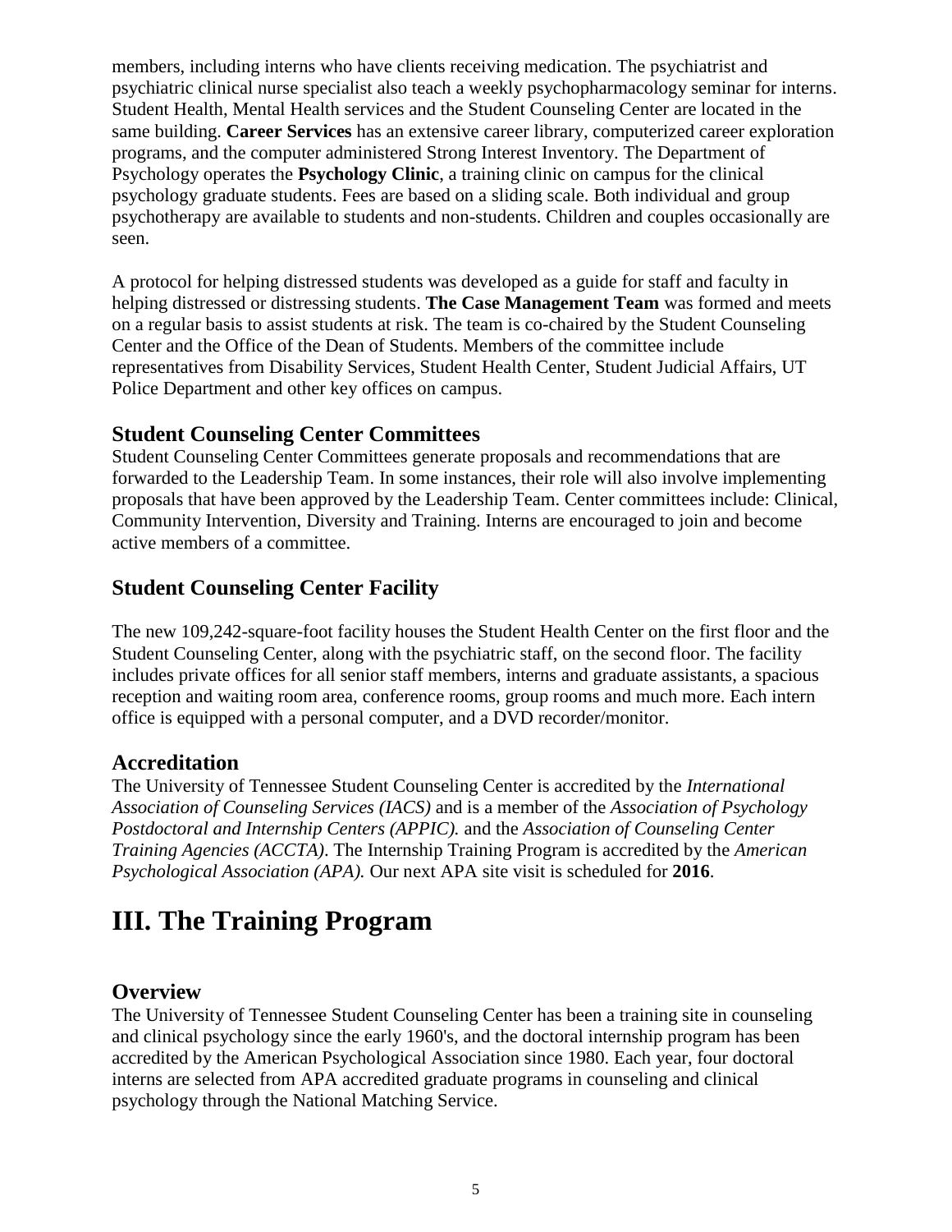members, including interns who have clients receiving medication. The psychiatrist and psychiatric clinical nurse specialist also teach a weekly psychopharmacology seminar for interns. Student Health, Mental Health services and the Student Counseling Center are located in the same building. **Career Services** has an extensive career library, computerized career exploration programs, and the computer administered Strong Interest Inventory. The Department of Psychology operates the **Psychology Clinic**, a training clinic on campus for the clinical psychology graduate students. Fees are based on a sliding scale. Both individual and group psychotherapy are available to students and non-students. Children and couples occasionally are seen.

A protocol for helping distressed students was developed as a guide for staff and faculty in helping distressed or distressing students. **The Case Management Team** was formed and meets on a regular basis to assist students at risk. The team is co-chaired by the Student Counseling Center and the Office of the Dean of Students. Members of the committee include representatives from Disability Services, Student Health Center, Student Judicial Affairs, UT Police Department and other key offices on campus.

## Student Counseling Center Committees

Student Counseling Center Committees generate proposals and recommendations that are forwarded to the Leadership Team. In some instances, their role will also involve implementing proposals that have been approved by the Leadership Team. Center committees include: Clinical, Community Intervention, Diversity and Training. Interns are encouraged to join and become active members of a committee.

## Student Counseling Center Facility

The new 109,242-square-foot facility houses the Student Health Center on the first floor and the Student Counseling Center, along with the psychiatric staff, on the second floor. The facility includes private offices for all senior staff members, interns and graduate assistants, a spacious reception and waiting room area, conference rooms, group rooms and much more. Each intern office is equipped with a personal computer, and a DVD recorder/monitor.

## Accreditation

The University of Tennessee Student Counseling Center is accredited by the *International Association of Counseling Services (IACS)* and is a member of the *Association of Psychology Postdoctoral and Internship Centers (APPIC).* and the *Association of Counseling Center Training Agencies (ACCTA)*. The Internship Training Program is accredited by the *American Psychological Association (APA).* Our next APA site visit is scheduled for **2016**.

# III. The Training Program

## Overview

The University of Tennessee Student Counseling Center has been a training site in counseling and clinical psychology since the early 1960's, and the doctoral internship program has been accredited by the American Psychological Association since 1980. Each year, four doctoral interns are selected from APA accredited graduate programs in counseling and clinical psychology through the National Matching Service.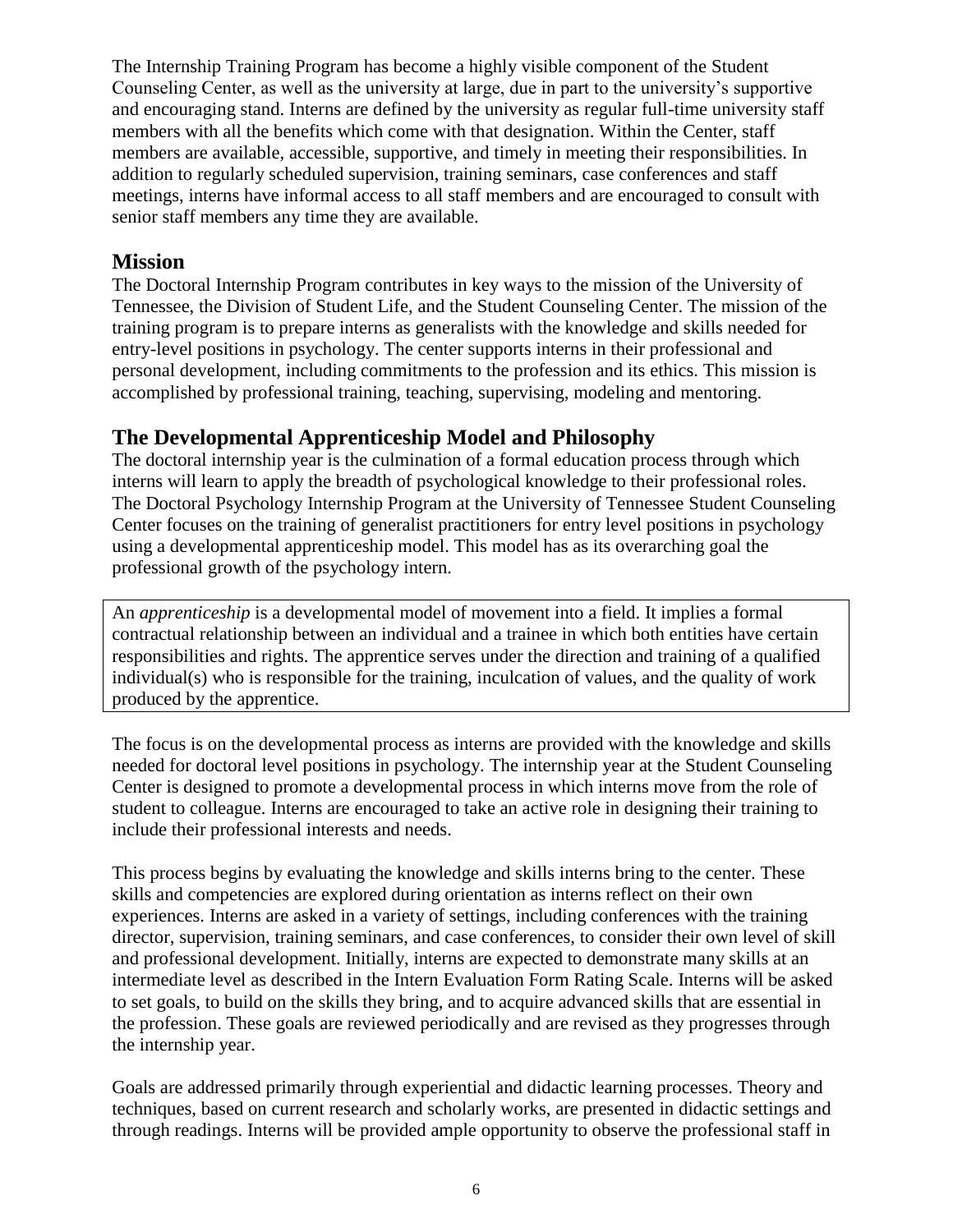The Internship Training Program has become a highly visible component of the Student Counseling Center, as well as the university at large, due in part to the university's supportive and encouraging stand. Interns are defined by the university as regular full-time university staff members with all the benefits which come with that designation. Within the Center, staff members are available, accessible, supportive, and timely in meeting their responsibilities. In addition to regularly scheduled supervision, training seminars, case conferences and staff meetings, interns have informal access to all staff members and are encouraged to consult with senior staff members any time they are available.

## Mission

The Doctoral Internship Program contributes in key ways to the mission of the University of Tennessee, the Division of Student Life, and the Student Counseling Center. The mission of the training program is to prepare interns as generalists with the knowledge and skills needed for entry-level positions in psychology. The center supports interns in their professional and personal development, including commitments to the profession and its ethics. This mission is accomplished by professional training, teaching, supervising, modeling and mentoring.

## The Developmental Apprenticeship Model and Philosophy

The doctoral internship year is the culmination of a formal education process through which interns will learn to apply the breadth of psychological knowledge to their professional roles. The Doctoral Psychology Internship Program at the University of Tennessee Student Counseling Center focuses on the training of generalist practitioners for entry level positions in psychology using a developmental apprenticeship model. This model has as its overarching goal the professional growth of the psychology intern.

> An *apprenticeship* is a developmental model of movement into a field. It implies a formal contractual relationship between an individual and a trainee in which both entities have certain responsibilities and rights. The apprentice serves under the direction and training of a qualified individual(s) who is responsible for the training, inculcation of values, and the quality of work produced by the apprentice.

The focus is on the developmental process as interns are provided with the knowledge and skills needed for doctoral level positions in psychology. The internship year at the Student Counseling Center is designed to promote a developmental process in which interns move from the role of student to colleague. Interns are encouraged to take an active role in designing their training to include their professional interests and needs.

This process begins by evaluating the knowledge and skills interns bring to the center. These skills and competencies are explored during orientation as interns reflect on their own experiences. Interns are asked in a variety of settings, including conferences with the training director, supervision, training seminars, and case conferences, to consider their own level of skill and professional development. Initially, interns are expected to demonstrate many skills at an intermediate level as described in the Intern Evaluation Form Rating Scale. Interns will be asked to set goals, to build on the skills they bring, and to acquire advanced skills that are essential in the profession. These goals are reviewed periodically and are revised as they progresses through the internship year.

Goals are addressed primarily through experiential and didactic learning processes. Theory and techniques, based on current research and scholarly works, are presented in didactic settings and through readings. Interns will be provided ample opportunity to observe the professional staff in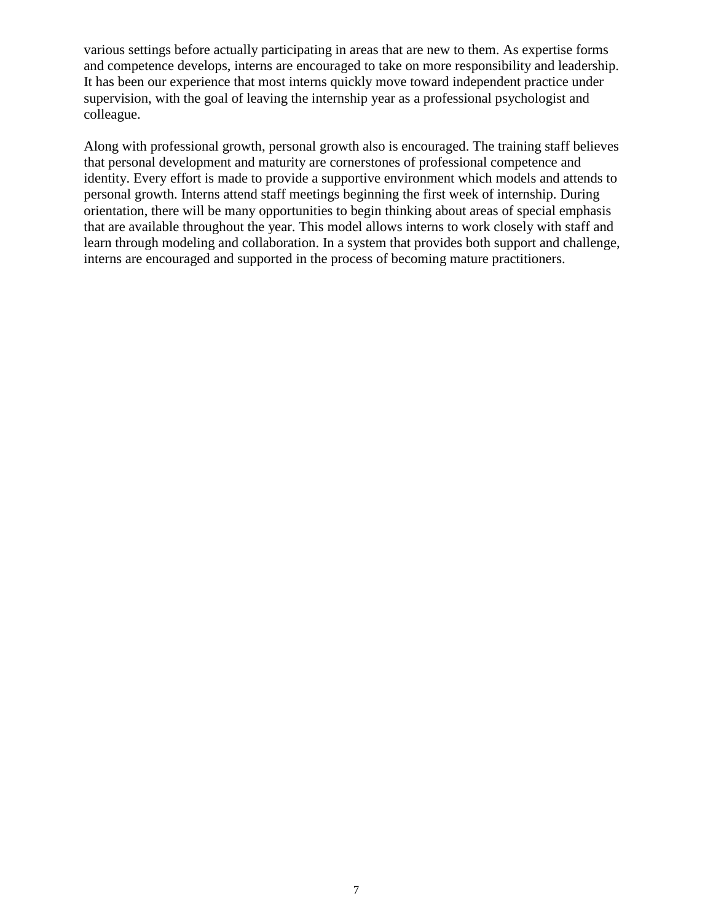various settings before actually participating in areas that are new to them. As expertise forms and competence develops, interns are encouraged to take on more responsibility and leadership. It has been our experience that most interns quickly move toward independent practice under supervision, with the goal of leaving the internship year as a professional psychologist and colleague.

Along with professional growth, personal growth also is encouraged. The training staff believes that personal development and maturity are cornerstones of professional competence and identity. Every effort is made to provide a supportive environment which models and attends to personal growth. Interns attend staff meetings beginning the first week of internship. During orientation, there will be many opportunities to begin thinking about areas of special emphasis that are available throughout the year. This model allows interns to work closely with staff and learn through modeling and collaboration. In a system that provides both support and challenge, interns are encouraged and supported in the process of becoming mature practitioners.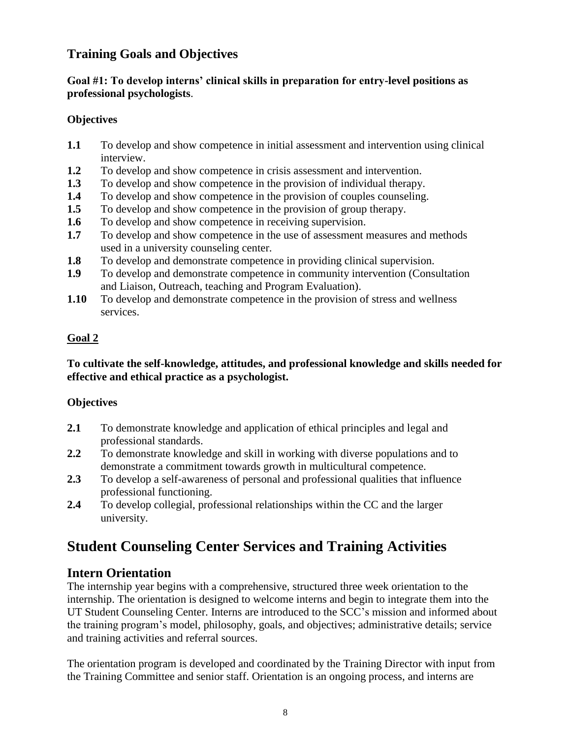## Training Goals and Objectives

**Goal #1: To develop interns' clinical skills in preparation for entry-level positions as professional psychologists**.

**Objectives**

- **1.1** To develop and show competence in initial assessment and intervention using clinical interview.
- **1.2** To develop and show competence in crisis assessment and intervention.
- **1.3** To develop and show competence in the provision of individual therapy.
- **1.4** To develop and show competence in the provision of couples counseling.
- **1.5** To develop and show competence in the provision of group therapy.
- **1.6** To develop and show competence in receiving supervision.
- **1.7** To develop and show competence in the use of assessment measures and methods used in a university counseling center.
- **1.8** To develop and demonstrate competence in providing clinical supervision.
- **1.9** To develop and demonstrate competence in community intervention (Consultation and Liaison, Outreach, teaching and Program Evaluation).
- **1.10** To develop and demonstrate competence in the provision of stress and wellness services.

**<u>Goal 2</u>**

**To cultivate the self-knowledge, attitudes, and professional knowledge and skills needed for effective and ethical practice as a psychologist.**

**Objectives**

- **2.1** To demonstrate knowledge and application of ethical principles and legal and professional standards.
- **2.2** To demonstrate knowledge and skill in working with diverse populations and to demonstrate a commitment towards growth in multicultural competence.
- **2.3** To develop a self-awareness of personal and professional qualities that influence professional functioning.
- **2.4** To develop collegial, professional relationships within the CC and the larger university.

# Student Counseling Center Services and Training Activities

## Intern Orientation

The internship year begins with a comprehensive, structured three week orientation to the internship. The orientation is designed to welcome interns and begin to integrate them into the UT Student Counseling Center. Interns are introduced to the SCC's mission and informed about the training program's model, philosophy, goals, and objectives; administrative details; service and training activities and referral sources.

The orientation program is developed and coordinated by the Training Director with input from the Training Committee and senior staff. Orientation is an ongoing process, and interns are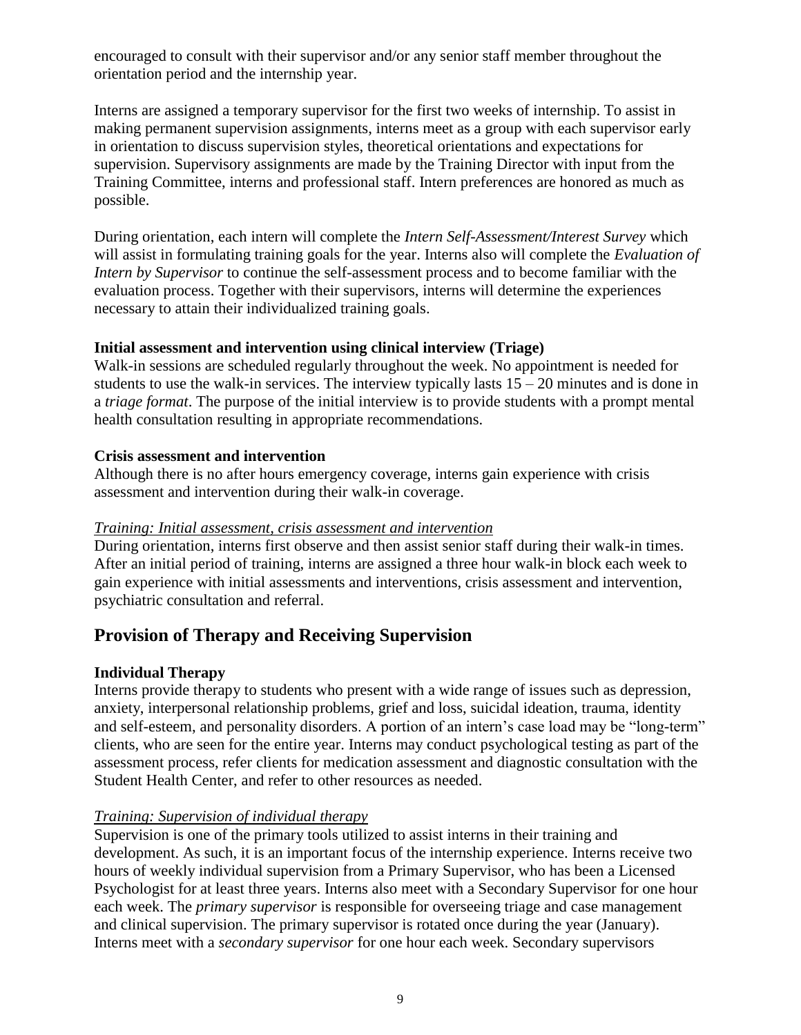encouraged to consult with their supervisor and/or any senior staff member throughout the orientation period and the internship year.

Interns are assigned a temporary supervisor for the first two weeks of internship. To assist in making permanent supervision assignments, interns meet as a group with each supervisor early in orientation to discuss supervision styles, theoretical orientations and expectations for supervision. Supervisory assignments are made by the Training Director with input from the Training Committee, interns and professional staff. Intern preferences are honored as much as possible.

During orientation, each intern will complete the *Intern Self-Assessment/Interest Survey* which will assist in formulating training goals for the year. Interns also will complete the *Evaluation of Intern by Supervisor* to continue the self-assessment process and to become familiar with the evaluation process. Together with their supervisors, interns will determine the experiences necessary to attain their individualized training goals.

**Initial assessment and intervention using clinical interview (Triage)**
Walk-in sessions are scheduled regularly throughout the week. No appointment is needed for students to use the walk-in services. The interview typically lasts 15 – 20 minutes and is done in a *triage format*. The purpose of the initial interview is to provide students with a prompt mental health consultation resulting in appropriate recommendations.

**Crisis assessment and intervention**
Although there is no after hours emergency coverage, interns gain experience with crisis assessment and intervention during their walk-in coverage.

*Training: Initial assessment, crisis assessment and intervention*
During orientation, interns first observe and then assist senior staff during their walk-in times. After an initial period of training, interns are assigned a three hour walk-in block each week to gain experience with initial assessments and interventions, crisis assessment and intervention, psychiatric consultation and referral.

## Provision of Therapy and Receiving Supervision

**Individual Therapy**
Interns provide therapy to students who present with a wide range of issues such as depression, anxiety, interpersonal relationship problems, grief and loss, suicidal ideation, trauma, identity and self-esteem, and personality disorders. A portion of an intern's case load may be "long-term" clients, who are seen for the entire year. Interns may conduct psychological testing as part of the assessment process, refer clients for medication assessment and diagnostic consultation with the Student Health Center, and refer to other resources as needed.

*Training: Supervision of individual therapy*
Supervision is one of the primary tools utilized to assist interns in their training and development. As such, it is an important focus of the internship experience. Interns receive two hours of weekly individual supervision from a Primary Supervisor, who has been a Licensed Psychologist for at least three years. Interns also meet with a Secondary Supervisor for one hour each week. The *primary supervisor* is responsible for overseeing triage and case management and clinical supervision. The primary supervisor is rotated once during the year (January). Interns meet with a *secondary supervisor* for one hour each week. Secondary supervisors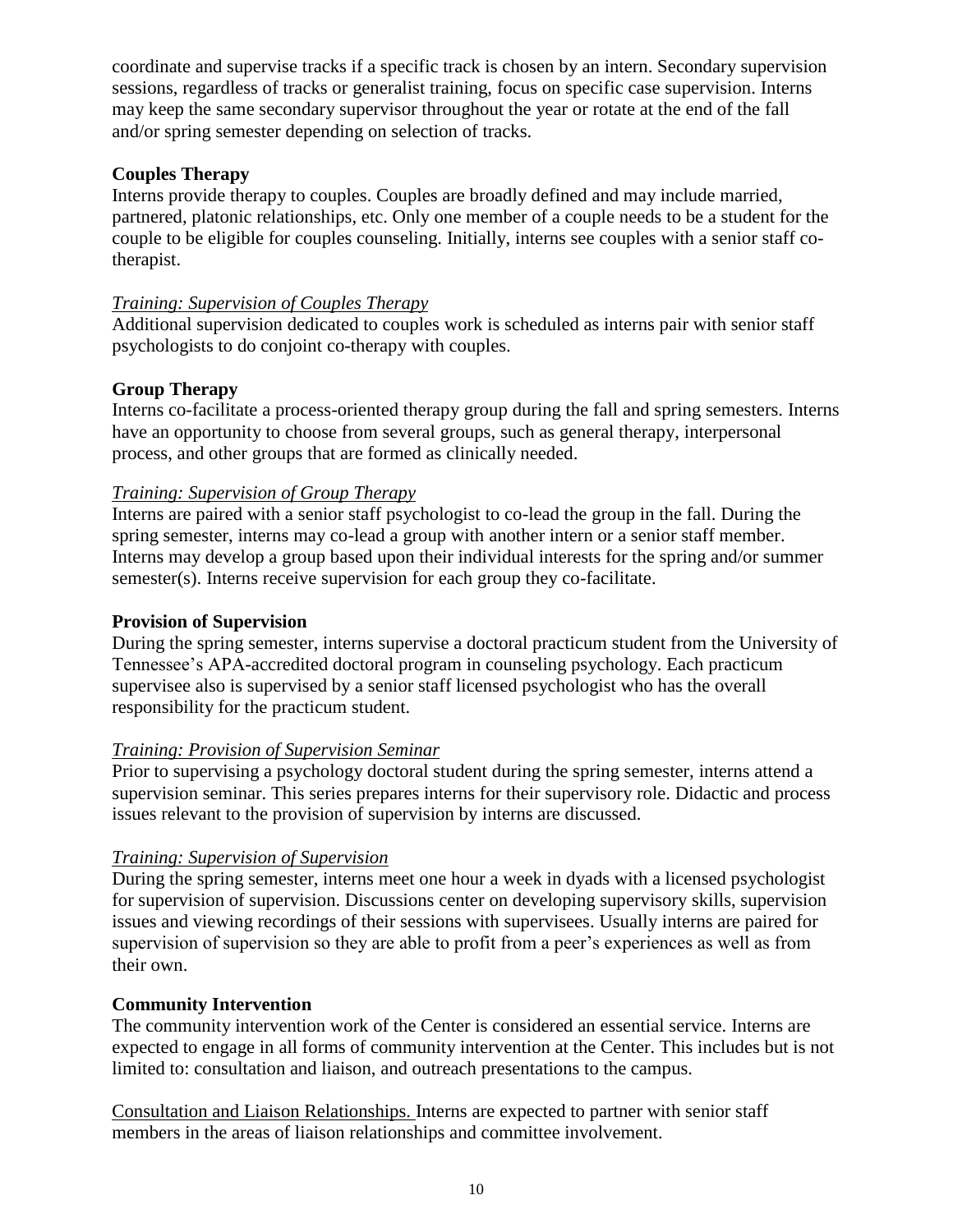coordinate and supervise tracks if a specific track is chosen by an intern. Secondary supervision sessions, regardless of tracks or generalist training, focus on specific case supervision. Interns may keep the same secondary supervisor throughout the year or rotate at the end of the fall and/or spring semester depending on selection of tracks.

**Couples Therapy**

Interns provide therapy to couples. Couples are broadly defined and may include married, partnered, platonic relationships, etc. Only one member of a couple needs to be a student for the couple to be eligible for couples counseling. Initially, interns see couples with a senior staff co-therapist.

*Training: Supervision of Couples Therapy*

Additional supervision dedicated to couples work is scheduled as interns pair with senior staff psychologists to do conjoint co-therapy with couples.

**Group Therapy**

Interns co-facilitate a process-oriented therapy group during the fall and spring semesters. Interns have an opportunity to choose from several groups, such as general therapy, interpersonal process, and other groups that are formed as clinically needed.

*Training: Supervision of Group Therapy*

Interns are paired with a senior staff psychologist to co-lead the group in the fall. During the spring semester, interns may co-lead a group with another intern or a senior staff member. Interns may develop a group based upon their individual interests for the spring and/or summer semester(s). Interns receive supervision for each group they co-facilitate.

**Provision of Supervision**

During the spring semester, interns supervise a doctoral practicum student from the University of Tennessee's APA-accredited doctoral program in counseling psychology. Each practicum supervisee also is supervised by a senior staff licensed psychologist who has the overall responsibility for the practicum student.

*Training: Provision of Supervision Seminar*

Prior to supervising a psychology doctoral student during the spring semester, interns attend a supervision seminar. This series prepares interns for their supervisory role. Didactic and process issues relevant to the provision of supervision by interns are discussed.

*Training: Supervision of Supervision*

During the spring semester, interns meet one hour a week in dyads with a licensed psychologist for supervision of supervision. Discussions center on developing supervisory skills, supervision issues and viewing recordings of their sessions with supervisees. Usually interns are paired for supervision of supervision so they are able to profit from a peer's experiences as well as from their own.

**Community Intervention**

The community intervention work of the Center is considered an essential service. Interns are expected to engage in all forms of community intervention at the Center. This includes but is not limited to: consultation and liaison, and outreach presentations to the campus.

Consultation and Liaison Relationships. Interns are expected to partner with senior staff members in the areas of liaison relationships and committee involvement.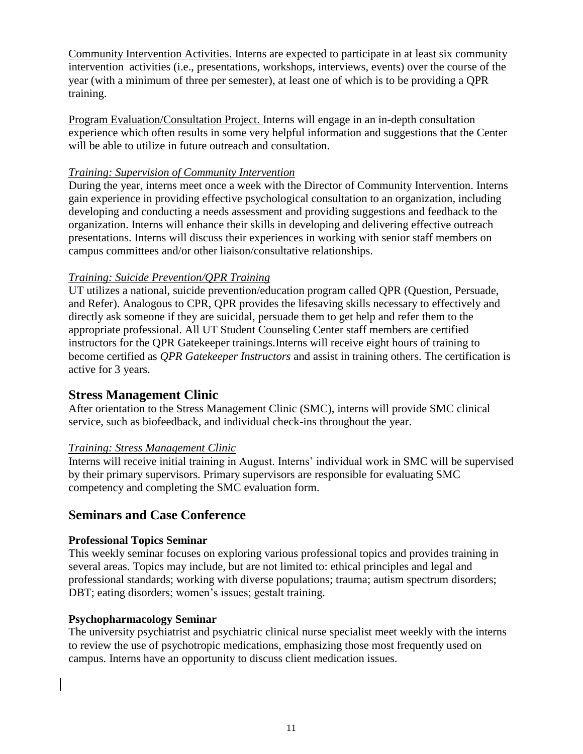Community Intervention Activities. Interns are expected to participate in at least six community intervention activities (i.e., presentations, workshops, interviews, events) over the course of the year (with a minimum of three per semester), at least one of which is to be providing a QPR training.

Program Evaluation/Consultation Project. Interns will engage in an in-depth consultation experience which often results in some very helpful information and suggestions that the Center will be able to utilize in future outreach and consultation.

*Training: Supervision of Community Intervention*

During the year, interns meet once a week with the Director of Community Intervention. Interns gain experience in providing effective psychological consultation to an organization, including developing and conducting a needs assessment and providing suggestions and feedback to the organization. Interns will enhance their skills in developing and delivering effective outreach presentations. Interns will discuss their experiences in working with senior staff members on campus committees and/or other liaison/consultative relationships.

*Training: Suicide Prevention/QPR Training*

UT utilizes a national, suicide prevention/education program called QPR (Question, Persuade, and Refer). Analogous to CPR, QPR provides the lifesaving skills necessary to effectively and directly ask someone if they are suicidal, persuade them to get help and refer them to the appropriate professional. All UT Student Counseling Center staff members are certified instructors for the QPR Gatekeeper trainings.Interns will receive eight hours of training to become certified as *QPR Gatekeeper Instructors* and assist in training others. The certification is active for 3 years.

## Stress Management Clinic

After orientation to the Stress Management Clinic (SMC), interns will provide SMC clinical service, such as biofeedback, and individual check-ins throughout the year.

*Training: Stress Management Clinic*

Interns will receive initial training in August. Interns' individual work in SMC will be supervised by their primary supervisors. Primary supervisors are responsible for evaluating SMC competency and completing the SMC evaluation form.

## Seminars and Case Conference

### Professional Topics Seminar

This weekly seminar focuses on exploring various professional topics and provides training in several areas. Topics may include, but are not limited to: ethical principles and legal and professional standards; working with diverse populations; trauma; autism spectrum disorders; DBT; eating disorders; women's issues; gestalt training.

### Psychopharmacology Seminar

The university psychiatrist and psychiatric clinical nurse specialist meet weekly with the interns to review the use of psychotropic medications, emphasizing those most frequently used on campus. Interns have an opportunity to discuss client medication issues.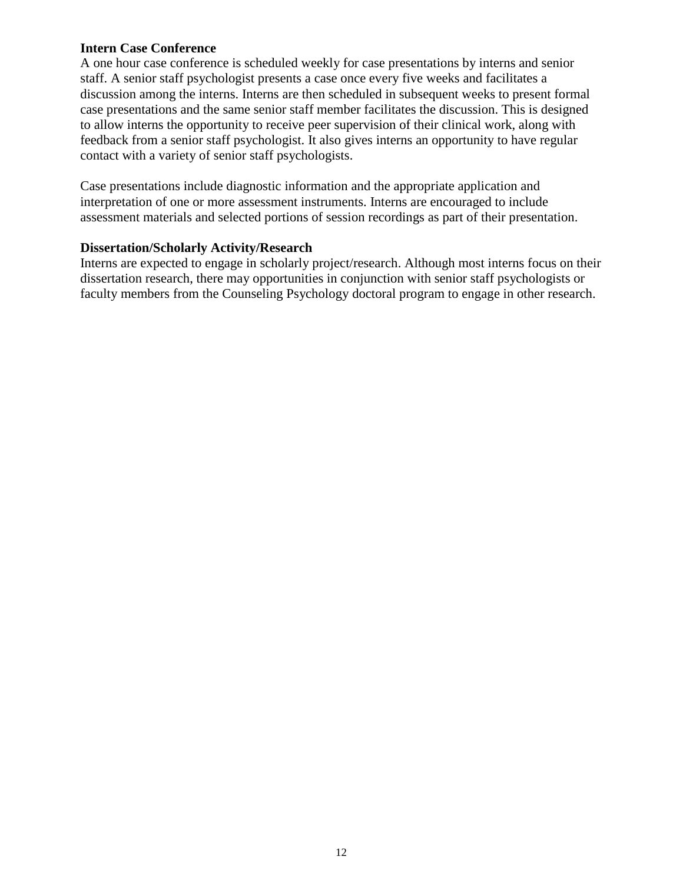**Intern Case Conference**

A one hour case conference is scheduled weekly for case presentations by interns and senior staff. A senior staff psychologist presents a case once every five weeks and facilitates a discussion among the interns. Interns are then scheduled in subsequent weeks to present formal case presentations and the same senior staff member facilitates the discussion. This is designed to allow interns the opportunity to receive peer supervision of their clinical work, along with feedback from a senior staff psychologist. It also gives interns an opportunity to have regular contact with a variety of senior staff psychologists.

Case presentations include diagnostic information and the appropriate application and interpretation of one or more assessment instruments. Interns are encouraged to include assessment materials and selected portions of session recordings as part of their presentation.

**Dissertation/Scholarly Activity/Research**

Interns are expected to engage in scholarly project/research. Although most interns focus on their dissertation research, there may opportunities in conjunction with senior staff psychologists or faculty members from the Counseling Psychology doctoral program to engage in other research.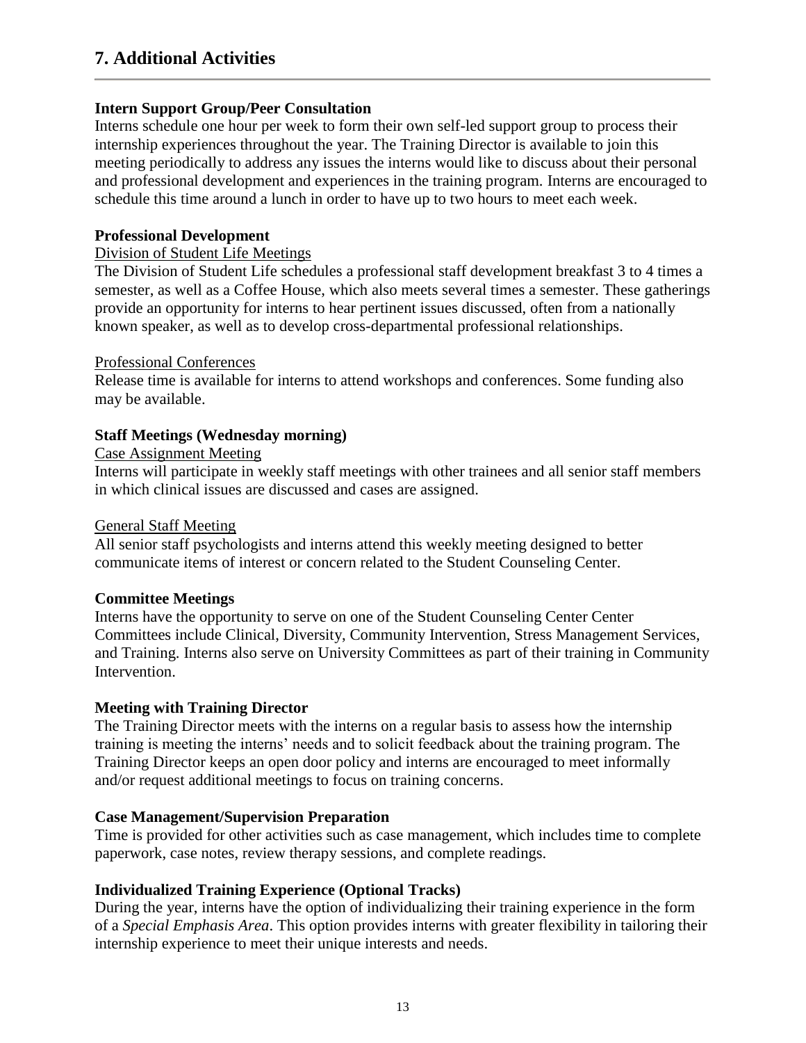## 7. Additional Activities

### Intern Support Group/Peer Consultation

Interns schedule one hour per week to form their own self-led support group to process their internship experiences throughout the year. The Training Director is available to join this meeting periodically to address any issues the interns would like to discuss about their personal and professional development and experiences in the training program. Interns are encouraged to schedule this time around a lunch in order to have up to two hours to meet each week.

### Professional Development

Division of Student Life Meetings

The Division of Student Life schedules a professional staff development breakfast 3 to 4 times a semester, as well as a Coffee House, which also meets several times a semester. These gatherings provide an opportunity for interns to hear pertinent issues discussed, often from a nationally known speaker, as well as to develop cross-departmental professional relationships.

Professional Conferences

Release time is available for interns to attend workshops and conferences. Some funding also may be available.

### Staff Meetings (Wednesday morning)

Case Assignment Meeting

Interns will participate in weekly staff meetings with other trainees and all senior staff members in which clinical issues are discussed and cases are assigned.

General Staff Meeting

All senior staff psychologists and interns attend this weekly meeting designed to better communicate items of interest or concern related to the Student Counseling Center.

### Committee Meetings

Interns have the opportunity to serve on one of the Student Counseling Center Center Committees include Clinical, Diversity, Community Intervention, Stress Management Services, and Training. Interns also serve on University Committees as part of their training in Community Intervention.

### Meeting with Training Director

The Training Director meets with the interns on a regular basis to assess how the internship training is meeting the interns' needs and to solicit feedback about the training program. The Training Director keeps an open door policy and interns are encouraged to meet informally and/or request additional meetings to focus on training concerns.

### Case Management/Supervision Preparation

Time is provided for other activities such as case management, which includes time to complete paperwork, case notes, review therapy sessions, and complete readings.

### Individualized Training Experience (Optional Tracks)

During the year, interns have the option of individualizing their training experience in the form of a *Special Emphasis Area*. This option provides interns with greater flexibility in tailoring their internship experience to meet their unique interests and needs.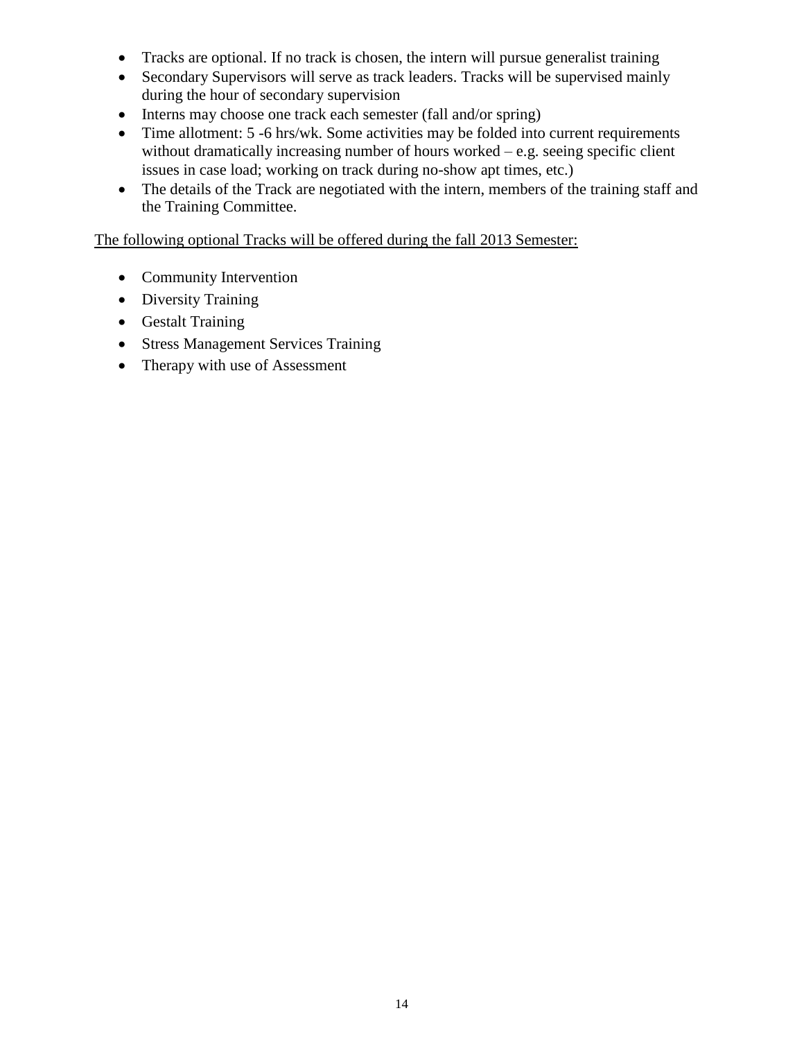- Tracks are optional. If no track is chosen, the intern will pursue generalist training
- Secondary Supervisors will serve as track leaders. Tracks will be supervised mainly during the hour of secondary supervision
- Interns may choose one track each semester (fall and/or spring)
- Time allotment: 5 -6 hrs/wk. Some activities may be folded into current requirements without dramatically increasing number of hours worked – e.g. seeing specific client issues in case load; working on track during no-show apt times, etc.)
- The details of the Track are negotiated with the intern, members of the training staff and the Training Committee.

<u>The following optional Tracks will be offered during the fall 2013 Semester:</u>

- Community Intervention
- Diversity Training
- Gestalt Training
- Stress Management Services Training
- Therapy with use of Assessment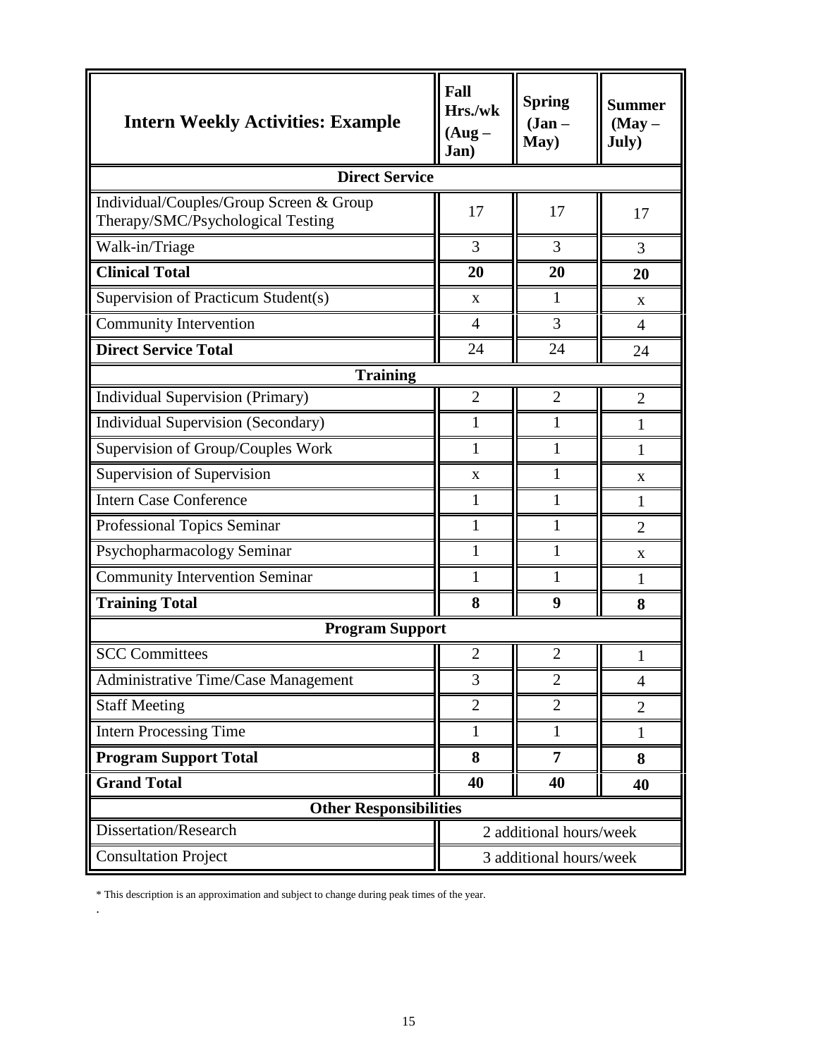| Intern Weekly Activities: Example | Fall Hrs./wk (Aug – Jan) | Spring (Jan – May) | Summer (May – July) |
|---|---|---|---|
| **Direct Service** | | | |
| Individual/Couples/Group Screen & Group Therapy/SMC/Psychological Testing | 17 | 17 | 17 |
| Walk-in/Triage | 3 | 3 | 3 |
| **Clinical Total** | **20** | **20** | **20** |
| Supervision of Practicum Student(s) | x | 1 | x |
| Community Intervention | 4 | 3 | 4 |
| **Direct Service Total** | 24 | 24 | 24 |
| **Training** | | | |
| Individual Supervision (Primary) | 2 | 2 | 2 |
| Individual Supervision (Secondary) | 1 | 1 | 1 |
| Supervision of Group/Couples Work | 1 | 1 | 1 |
| Supervision of Supervision | x | 1 | x |
| Intern Case Conference | 1 | 1 | 1 |
| Professional Topics Seminar | 1 | 1 | 2 |
| Psychopharmacology Seminar | 1 | 1 | x |
| Community Intervention Seminar | 1 | 1 | 1 |
| **Training Total** | **8** | **9** | **8** |
| **Program Support** | | | |
| SCC Committees | 2 | 2 | 1 |
| Administrative Time/Case Management | 3 | 2 | 4 |
| Staff Meeting | 2 | 2 | 2 |
| Intern Processing Time | 1 | 1 | 1 |
| **Program Support Total** | **8** | **7** | **8** |
| **Grand Total** | **40** | **40** | **40** |
| **Other Responsibilities** | | | |
| Dissertation/Research | 2 additional hours/week | | |
| Consultation Project | 3 additional hours/week | | |

* This description is an approximation and subject to change during peak times of the year.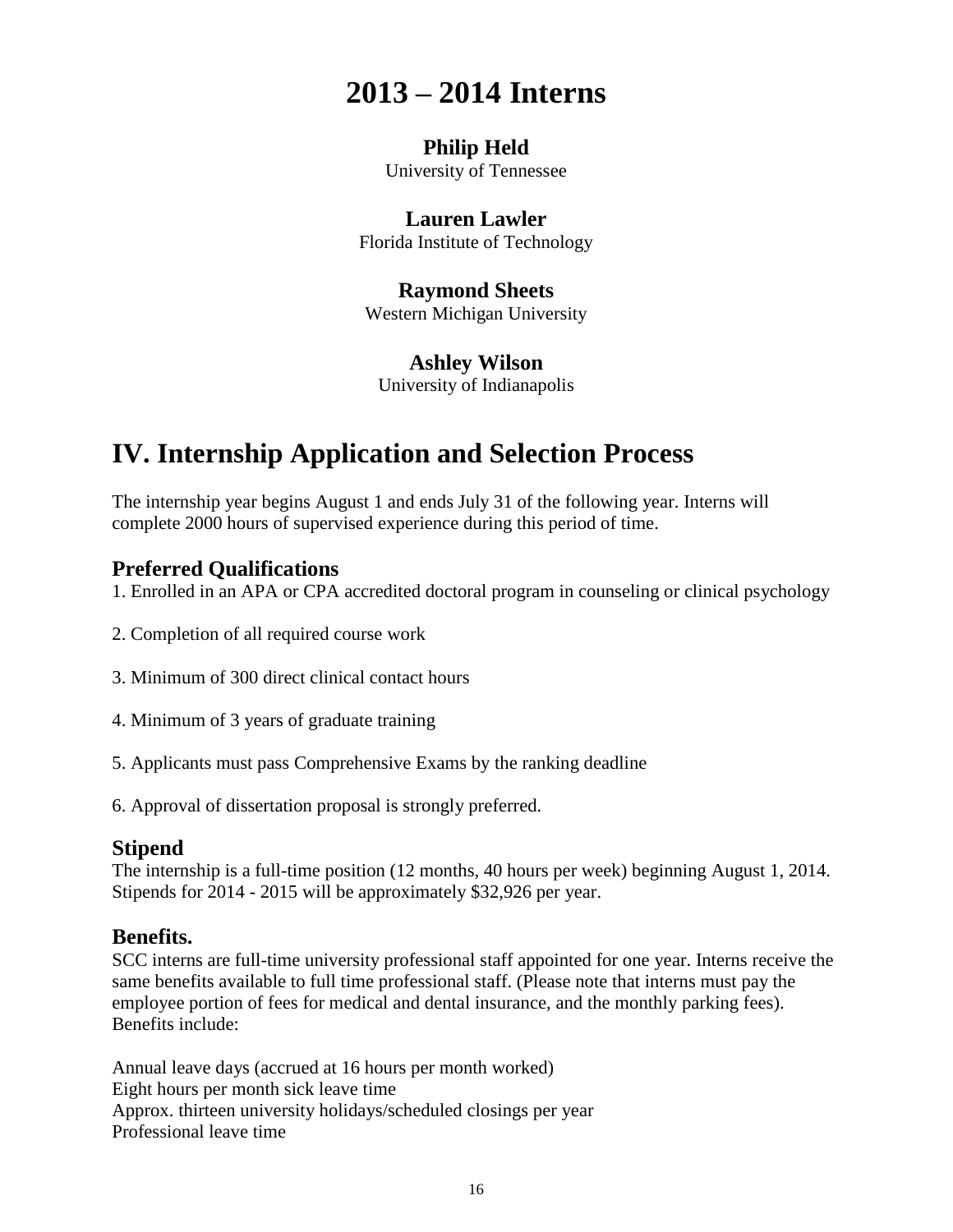# 2013 – 2014 Interns

**Philip Held**
University of Tennessee

**Lauren Lawler**
Florida Institute of Technology

**Raymond Sheets**
Western Michigan University

**Ashley Wilson**
University of Indianapolis

# IV. Internship Application and Selection Process

The internship year begins August 1 and ends July 31 of the following year. Interns will complete 2000 hours of supervised experience during this period of time.

## Preferred Qualifications

1. Enrolled in an APA or CPA accredited doctoral program in counseling or clinical psychology

2. Completion of all required course work

3. Minimum of 300 direct clinical contact hours

4. Minimum of 3 years of graduate training

5. Applicants must pass Comprehensive Exams by the ranking deadline

6. Approval of dissertation proposal is strongly preferred.

## Stipend

The internship is a full-time position (12 months, 40 hours per week) beginning August 1, 2014. Stipends for 2014 - 2015 will be approximately $32,926 per year.

## Benefits.

SCC interns are full-time university professional staff appointed for one year. Interns receive the same benefits available to full time professional staff. (Please note that interns must pay the employee portion of fees for medical and dental insurance, and the monthly parking fees). Benefits include:

Annual leave days (accrued at 16 hours per month worked)
Eight hours per month sick leave time
Approx. thirteen university holidays/scheduled closings per year
Professional leave time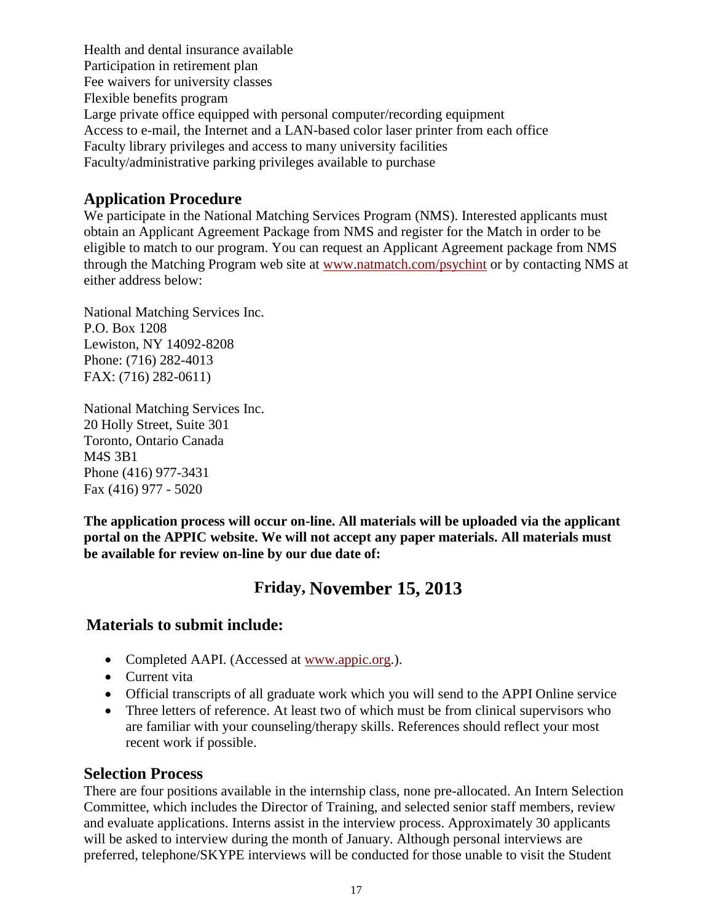Health and dental insurance available
Participation in retirement plan
Fee waivers for university classes
Flexible benefits program
Large private office equipped with personal computer/recording equipment
Access to e-mail, the Internet and a LAN-based color laser printer from each office
Faculty library privileges and access to many university facilities
Faculty/administrative parking privileges available to purchase

## Application Procedure

We participate in the National Matching Services Program (NMS). Interested applicants must obtain an Applicant Agreement Package from NMS and register for the Match in order to be eligible to match to our program. You can request an Applicant Agreement package from NMS through the Matching Program web site at www.natmatch.com/psychint or by contacting NMS at either address below:

National Matching Services Inc.
P.O. Box 1208
Lewiston, NY 14092-8208
Phone: (716) 282-4013
FAX: (716) 282-0611)

National Matching Services Inc.
20 Holly Street, Suite 301
Toronto, Ontario Canada
M4S 3B1
Phone (416) 977-3431
Fax (416) 977 - 5020

**The application process will occur on-line. All materials will be uploaded via the applicant portal on the APPIC website. We will not accept any paper materials. All materials must be available for review on-line by our due date of:**

## Friday, November 15, 2013

### Materials to submit include:

- Completed AAPI. (Accessed at www.appic.org.).
- Current vita
- Official transcripts of all graduate work which you will send to the APPI Online service
- Three letters of reference. At least two of which must be from clinical supervisors who are familiar with your counseling/therapy skills. References should reflect your most recent work if possible.

## Selection Process

There are four positions available in the internship class, none pre-allocated. An Intern Selection Committee, which includes the Director of Training, and selected senior staff members, review and evaluate applications. Interns assist in the interview process. Approximately 30 applicants will be asked to interview during the month of January. Although personal interviews are preferred, telephone/SKYPE interviews will be conducted for those unable to visit the Student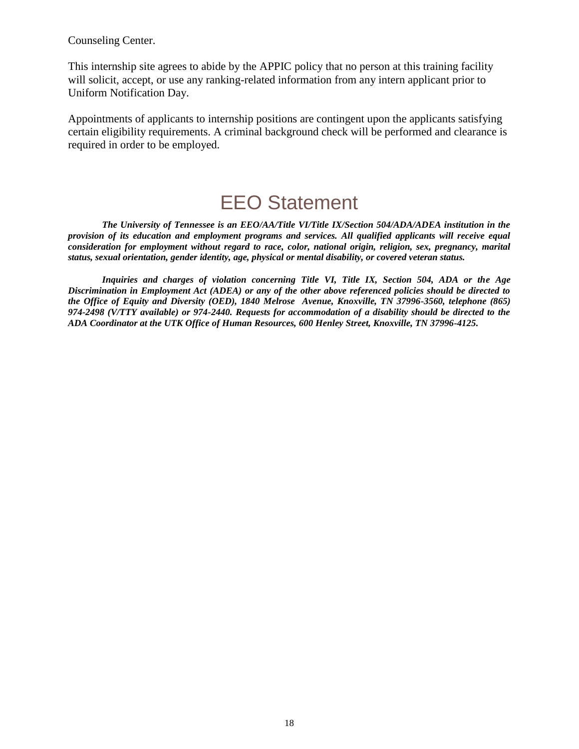Counseling Center.

This internship site agrees to abide by the APPIC policy that no person at this training facility will solicit, accept, or use any ranking-related information from any intern applicant prior to Uniform Notification Day.

Appointments of applicants to internship positions are contingent upon the applicants satisfying certain eligibility requirements. A criminal background check will be performed and clearance is required in order to be employed.

# EEO Statement

***The University of Tennessee is an EEO/AA/Title VI/Title IX/Section 504/ADA/ADEA institution in the provision of its education and employment programs and services. All qualified applicants will receive equal consideration for employment without regard to race, color, national origin, religion, sex, pregnancy, marital status, sexual orientation, gender identity, age, physical or mental disability, or covered veteran status.***

***Inquiries and charges of violation concerning Title VI, Title IX, Section 504, ADA or the Age Discrimination in Employment Act (ADEA) or any of the other above referenced policies should be directed to the Office of Equity and Diversity (OED), 1840 Melrose Avenue, Knoxville, TN 37996-3560, telephone (865) 974-2498 (V/TTY available) or 974-2440. Requests for accommodation of a disability should be directed to the ADA Coordinator at the UTK Office of Human Resources, 600 Henley Street, Knoxville, TN 37996-4125.***